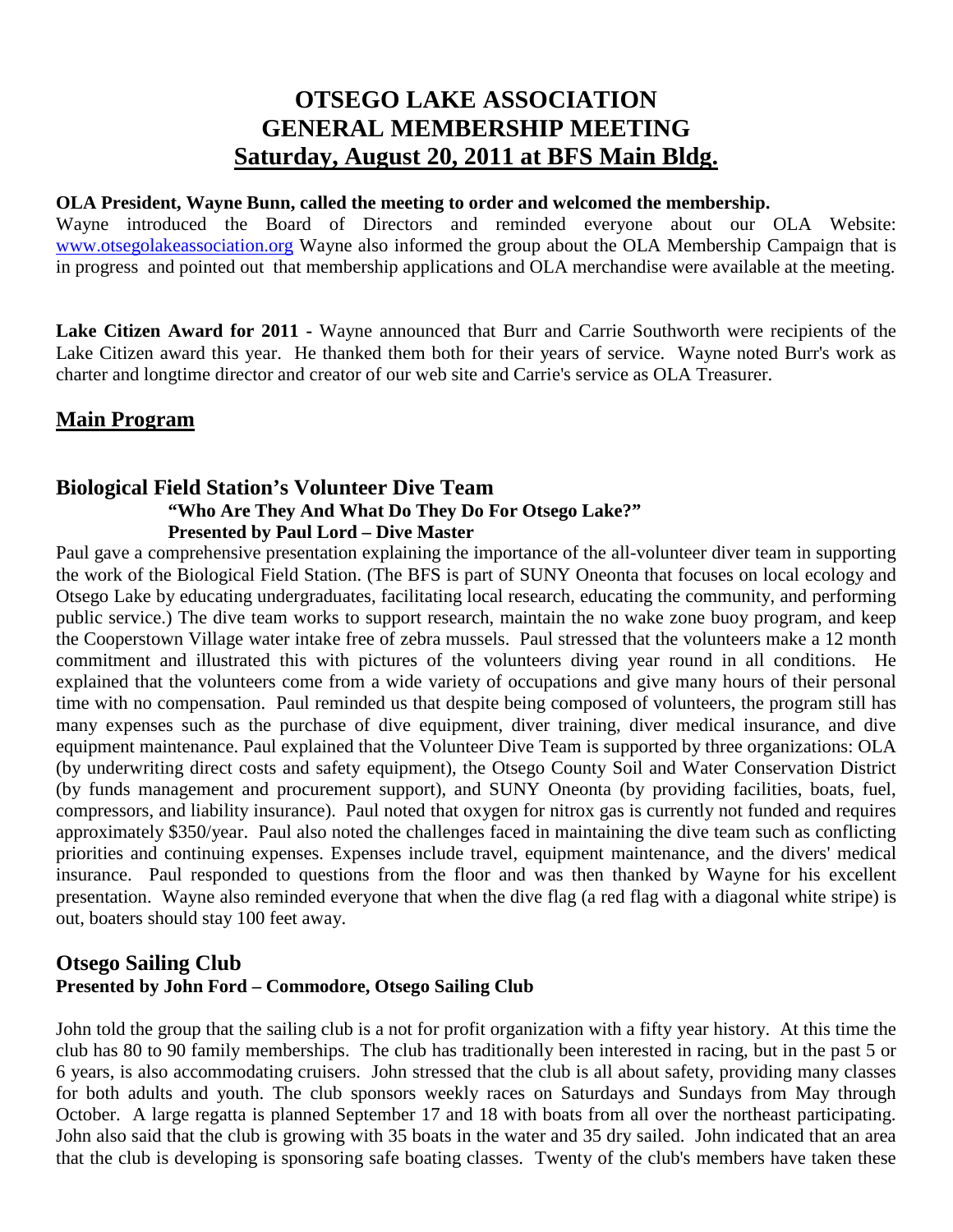# OTSEGO LAKE ASSOCIATION
# GENERAL MEMBERSHIP MEETING
# Saturday, August 20, 2011 at BFS Main Bldg.

**OLA President, Wayne Bunn, called the meeting to order and welcomed the membership.**

Wayne introduced the Board of Directors and reminded everyone about our OLA Website: www.otsegolakeassociation.org Wayne also informed the group about the OLA Membership Campaign that is in progress and pointed out that membership applications and OLA merchandise were available at the meeting.

**Lake Citizen Award for 2011 -** Wayne announced that Burr and Carrie Southworth were recipients of the Lake Citizen award this year. He thanked them both for their years of service. Wayne noted Burr's work as charter and longtime director and creator of our web site and Carrie's service as OLA Treasurer.

## Main Program

### Biological Field Station's Volunteer Dive Team

**"Who Are They And What Do They Do For Otsego Lake?"**
**Presented by Paul Lord – Dive Master**

Paul gave a comprehensive presentation explaining the importance of the all-volunteer diver team in supporting the work of the Biological Field Station. (The BFS is part of SUNY Oneonta that focuses on local ecology and Otsego Lake by educating undergraduates, facilitating local research, educating the community, and performing public service.) The dive team works to support research, maintain the no wake zone buoy program, and keep the Cooperstown Village water intake free of zebra mussels. Paul stressed that the volunteers make a 12 month commitment and illustrated this with pictures of the volunteers diving year round in all conditions. He explained that the volunteers come from a wide variety of occupations and give many hours of their personal time with no compensation. Paul reminded us that despite being composed of volunteers, the program still has many expenses such as the purchase of dive equipment, diver training, diver medical insurance, and dive equipment maintenance. Paul explained that the Volunteer Dive Team is supported by three organizations: OLA (by underwriting direct costs and safety equipment), the Otsego County Soil and Water Conservation District (by funds management and procurement support), and SUNY Oneonta (by providing facilities, boats, fuel, compressors, and liability insurance). Paul noted that oxygen for nitrox gas is currently not funded and requires approximately $350/year. Paul also noted the challenges faced in maintaining the dive team such as conflicting priorities and continuing expenses. Expenses include travel, equipment maintenance, and the divers' medical insurance. Paul responded to questions from the floor and was then thanked by Wayne for his excellent presentation. Wayne also reminded everyone that when the dive flag (a red flag with a diagonal white stripe) is out, boaters should stay 100 feet away.

### Otsego Sailing Club

**Presented by John Ford – Commodore, Otsego Sailing Club**

John told the group that the sailing club is a not for profit organization with a fifty year history. At this time the club has 80 to 90 family memberships. The club has traditionally been interested in racing, but in the past 5 or 6 years, is also accommodating cruisers. John stressed that the club is all about safety, providing many classes for both adults and youth. The club sponsors weekly races on Saturdays and Sundays from May through October. A large regatta is planned September 17 and 18 with boats from all over the northeast participating. John also said that the club is growing with 35 boats in the water and 35 dry sailed. John indicated that an area that the club is developing is sponsoring safe boating classes. Twenty of the club's members have taken these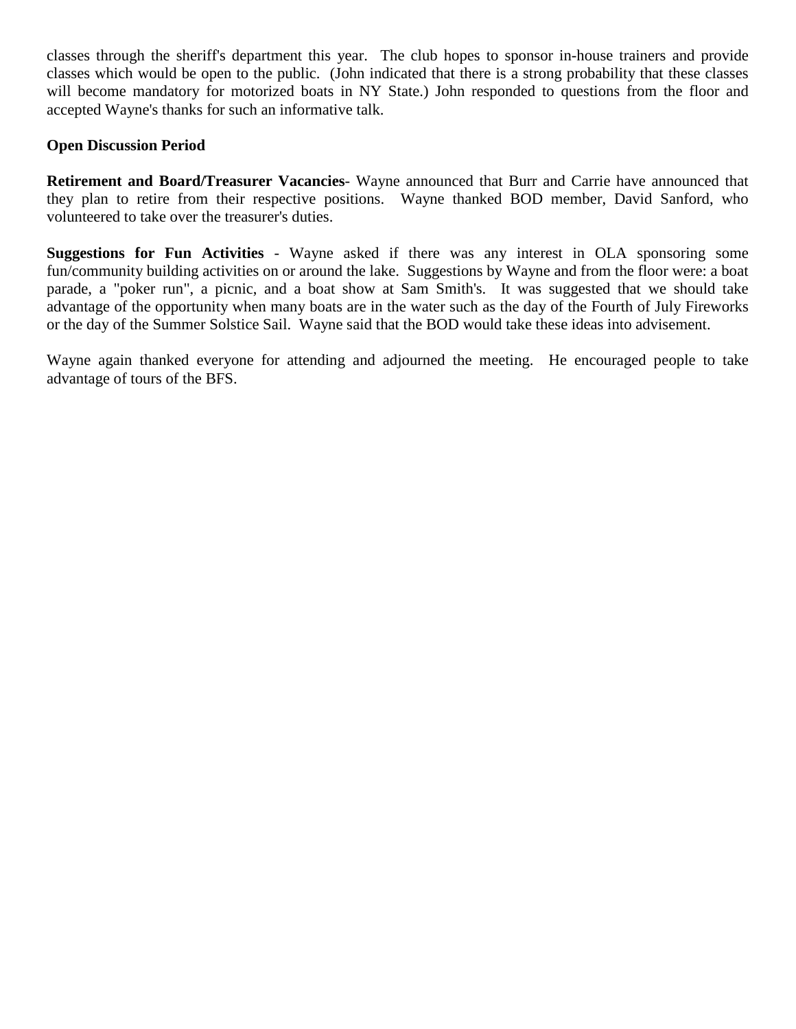classes through the sheriff's department this year. The club hopes to sponsor in-house trainers and provide classes which would be open to the public. (John indicated that there is a strong probability that these classes will become mandatory for motorized boats in NY State.) John responded to questions from the floor and accepted Wayne's thanks for such an informative talk.

**Open Discussion Period**

**Retirement and Board/Treasurer Vacancies**- Wayne announced that Burr and Carrie have announced that they plan to retire from their respective positions. Wayne thanked BOD member, David Sanford, who volunteered to take over the treasurer's duties.

**Suggestions for Fun Activities** - Wayne asked if there was any interest in OLA sponsoring some fun/community building activities on or around the lake. Suggestions by Wayne and from the floor were: a boat parade, a "poker run", a picnic, and a boat show at Sam Smith's. It was suggested that we should take advantage of the opportunity when many boats are in the water such as the day of the Fourth of July Fireworks or the day of the Summer Solstice Sail. Wayne said that the BOD would take these ideas into advisement.

Wayne again thanked everyone for attending and adjourned the meeting. He encouraged people to take advantage of tours of the BFS.